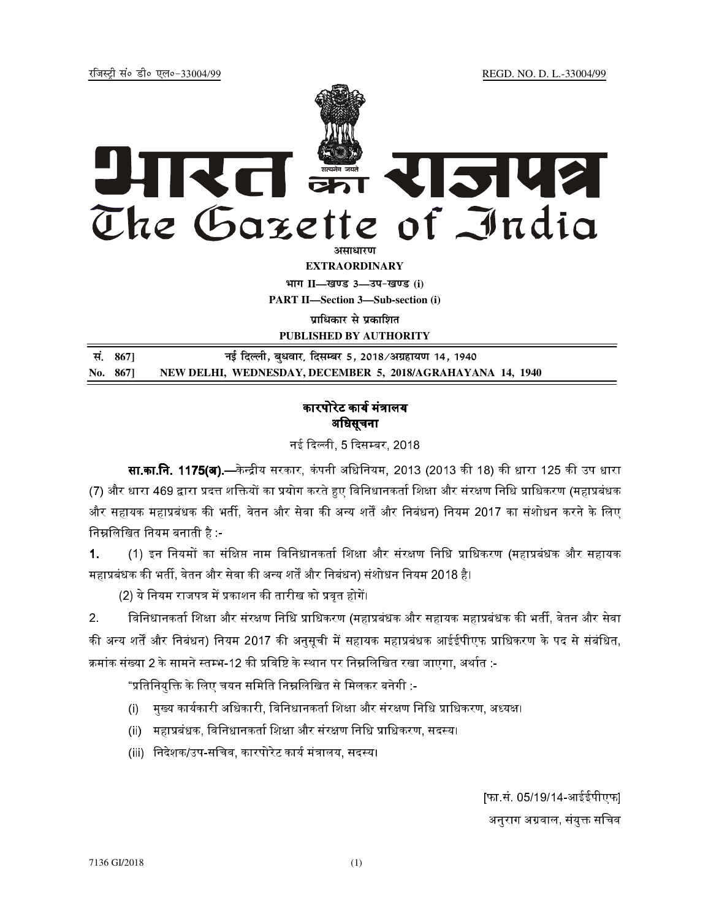रजिस्ट्री सं० डी० एल०-33004/99 REGD. NO. D. L.-33004/99

# भारत का राजपत्र
# The Gazette of India

**असाधारण**

**EXTRAORDINARY**

**भाग II—खण्ड 3—उप-खण्ड (i)**

**PART II—Section 3—Sub-section (i)**

**प्राधिकार से प्रकाशित**

**PUBLISHED BY AUTHORITY**

| | |
|---|---|
| **सं. 867]** | **नई दिल्ली, बुधवार, दिसम्बर 5, 2018/अग्रहायण 14, 1940** |
| **No. 867]** | **NEW DELHI, WEDNESDAY, DECEMBER 5, 2018/AGRAHAYANA 14, 1940** |

## कारपोरेट कार्य मंत्रालय
## अधिसूचना

नई दिल्ली, 5 दिसम्बर, 2018

**सा.का.नि. 1175(अ).**—केन्द्रीय सरकार, कंपनी अधिनियम, 2013 (2013 की 18) की धारा 125 की उप धारा (7) और धारा 469 द्वारा प्रदत्त शक्तियों का प्रयोग करते हुए विनिधानकर्ता शिक्षा और संरक्षण निधि प्राधिकरण (महाप्रबंधक और सहायक महाप्रबंधक की भर्ती, वेतन और सेवा की अन्य शर्तें और निबंधन) नियम 2017 का संशोधन करने के लिए निम्नलिखित नियम बनाती है :-

**1.** (1) इन नियमों का संक्षिप्त नाम विनिधानकर्ता शिक्षा और संरक्षण निधि प्राधिकरण (महाप्रबंधक और सहायक महाप्रबंधक की भर्ती, वेतन और सेवा की अन्य शर्तें और निबंधन) संशोधन नियम 2018 है।

(2) ये नियम राजपत्र में प्रकाशन की तारीख को प्रवृत होगें।

2. विनिधानकर्ता शिक्षा और संरक्षण निधि प्राधिकरण (महाप्रबंधक और सहायक महाप्रबंधक की भर्ती, वेतन और सेवा की अन्य शर्तें और निबंधन) नियम 2017 की अनुसूची में सहायक महाप्रबंधक आईईपीएफ प्राधिकरण के पद से संबंधित, क्रमांक संख्या 2 के सामने स्तम्भ-12 की प्रविष्टि के स्थान पर निम्नलिखित रखा जाएगा, अर्थात :-

"प्रतिनियुक्ति के लिए चयन समिति निम्नलिखित से मिलकर बनेगी :-

(i) मुख्य कार्यकारी अधिकारी, विनिधानकर्ता शिक्षा और संरक्षण निधि प्राधिकरण, अध्यक्ष।

(ii) महाप्रबंधक, विनिधानकर्ता शिक्षा और संरक्षण निधि प्राधिकरण, सदस्य।

(iii) निदेशक/उप-सचिव, कारपोरेट कार्य मंत्रालय, सदस्य।

[फा.सं. 05/19/14-आईईपीएफ]

अनुराग अग्रवाल, संयुक्त सचिव

7136 GI/2018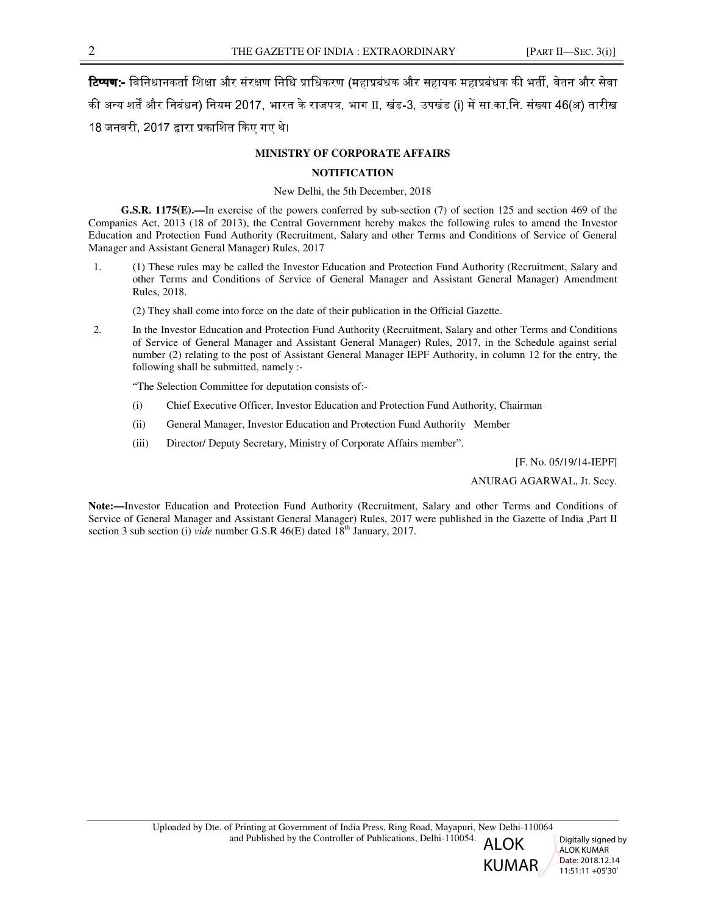**टिप्पण:-** विनिधानकर्ता शिक्षा और संरक्षण निधि प्राधिकरण (महाप्रबंधक और सहायक महाप्रबंधक की भर्ती, वेतन और सेवा की अन्य शर्तें और निबंधन) नियम 2017, भारत के राजपत्र, भाग II, खंड-3, उपखंड (i) में सा.का.नि. संख्या 46(अ) तारीख 18 जनवरी, 2017 द्वारा प्रकाशित किए गए थे।

## MINISTRY OF CORPORATE AFFAIRS

### NOTIFICATION

New Delhi, the 5th December, 2018

**G.S.R. 1175(E).—**In exercise of the powers conferred by sub-section (7) of section 125 and section 469 of the Companies Act, 2013 (18 of 2013), the Central Government hereby makes the following rules to amend the Investor Education and Protection Fund Authority (Recruitment, Salary and other Terms and Conditions of Service of General Manager and Assistant General Manager) Rules, 2017

1. (1) These rules may be called the Investor Education and Protection Fund Authority (Recruitment, Salary and other Terms and Conditions of Service of General Manager and Assistant General Manager) Amendment Rules, 2018.

   (2) They shall come into force on the date of their publication in the Official Gazette.

2. In the Investor Education and Protection Fund Authority (Recruitment, Salary and other Terms and Conditions of Service of General Manager and Assistant General Manager) Rules, 2017, in the Schedule against serial number (2) relating to the post of Assistant General Manager IEPF Authority, in column 12 for the entry, the following shall be submitted, namely :-

   "The Selection Committee for deputation consists of:-

   (i) Chief Executive Officer, Investor Education and Protection Fund Authority, Chairman

   (ii) General Manager, Investor Education and Protection Fund Authority Member

   (iii) Director/ Deputy Secretary, Ministry of Corporate Affairs member".

[F. No. 05/19/14-IEPF]

ANURAG AGARWAL, Jt. Secy.

**Note:—**Investor Education and Protection Fund Authority (Recruitment, Salary and other Terms and Conditions of Service of General Manager and Assistant General Manager) Rules, 2017 were published in the Gazette of India ,Part II section 3 sub section (i) *vide* number G.S.R 46(E) dated 18th January, 2017.

Uploaded by Dte. of Printing at Government of India Press, Ring Road, Mayapuri, New Delhi-110064 and Published by the Controller of Publications, Delhi-110054.

ALOK KUMAR

Digitally signed by ALOK KUMAR
Date: 2018.12.14 11:51:11 +05'30'